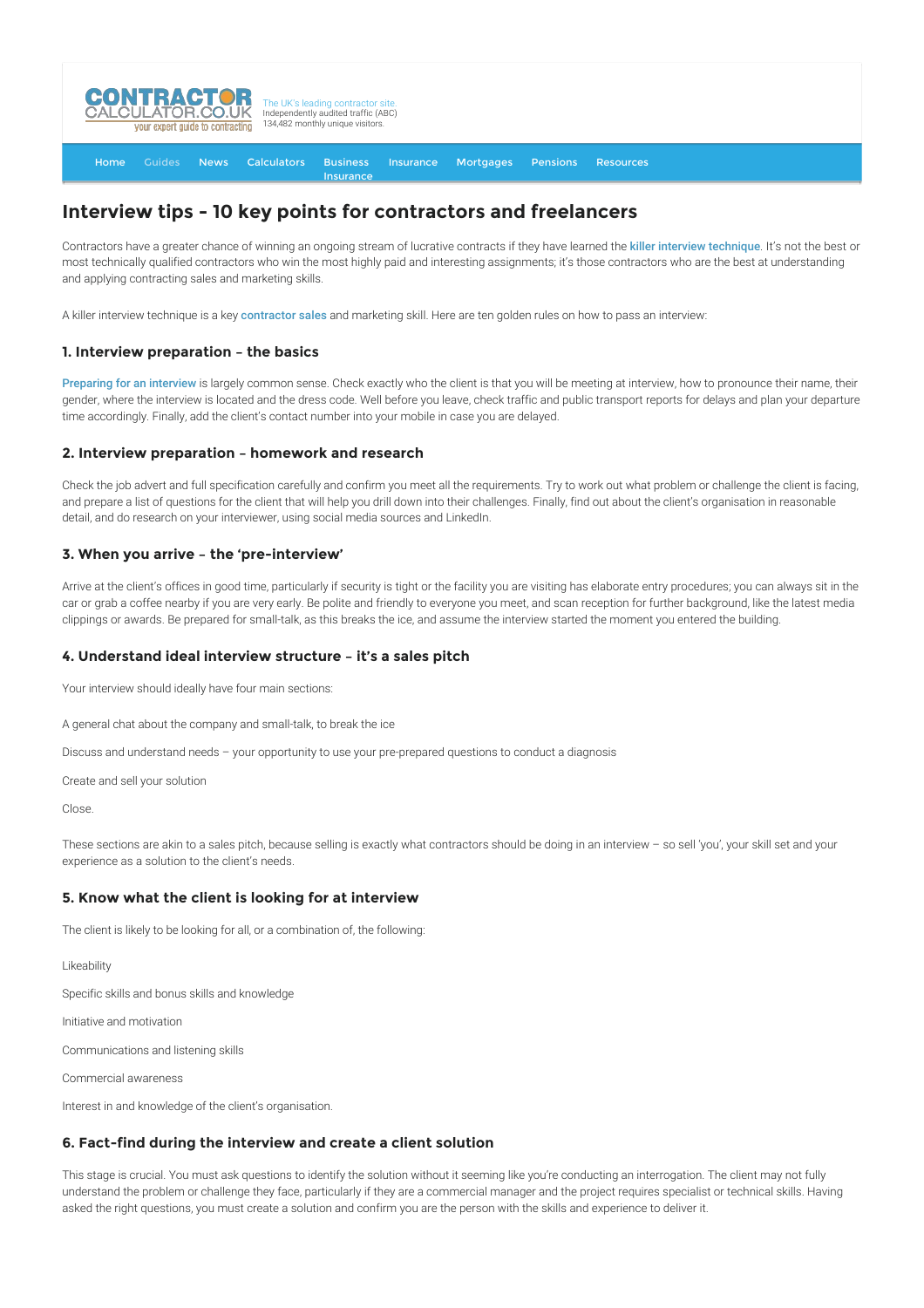# Interview tips - 10 key points for contractors and freelancers

Contractors have a greater chance of winning an ongoing stream of lucrative contracts if they have learned the killer interview technique. It's not the best or most technically qualified contractors who win the most highly paid and interesting assignments; it's those contractors who are the best at understanding and applying contracting sales and marketing skills.

A killer interview technique is a key contractor sales and marketing skill. Here are ten golden rules on how to pass an interview:

### 1. Interview preparation – the basics

Preparing for an interview is largely common sense. Check exactly who the client is that you will be meeting at interview, how to pronounce their name, their gender, where the interview is located and the dress code. Well before you leave, check traffic and public transport reports for delays and plan your departure time accordingly. Finally, add the client's contact number into your mobile in case you are delayed.

### 2. Interview preparation – homework and research

Check the job advert and full specification carefully and confirm you meet all the requirements. Try to work out what problem or challenge the client is facing, and prepare a list of questions for the client that will help you drill down into their challenges. Finally, find out about the client's organisation in reasonable detail, and do research on your interviewer, using social media sources and LinkedIn.

### 3. When you arrive – the 'pre-interview'

Arrive at the client's offices in good time, particularly if security is tight or the facility you are visiting has elaborate entry procedures; you can always sit in the car or grab a coffee nearby if you are very early. Be polite and friendly to everyone you meet, and scan reception for further background, like the latest media clippings or awards. Be prepared for small-talk, as this breaks the ice, and assume the interview started the moment you entered the building.

### 4. Understand ideal interview structure – it's a sales pitch

Your interview should ideally have four main sections:

A general chat about the company and small-talk, to break the ice

Discuss and understand needs – your opportunity to use your pre-prepared questions to conduct a diagnosis

Create and sell your solution

Close.

These sections are akin to a sales pitch, because selling is exactly what contractors should be doing in an interview – so sell 'you', your skill set and your experience as a solution to the client's needs.

### 5. Know what the client is looking for at interview

The client is likely to be looking for all, or a combination of, the following:

Likeability

Specific skills and bonus skills and knowledge

Initiative and motivation

Communications and listening skills

Commercial awareness

Interest in and knowledge of the client's organisation.

### 6. Fact-find during the interview and create a client solution

This stage is crucial. You must ask questions to identify the solution without it seeming like you're conducting an interrogation. The client may not fully understand the problem or challenge they face, particularly if they are a commercial manager and the project requires specialist or technical skills. Having asked the right questions, you must create a solution and confirm you are the person with the skills and experience to deliver it.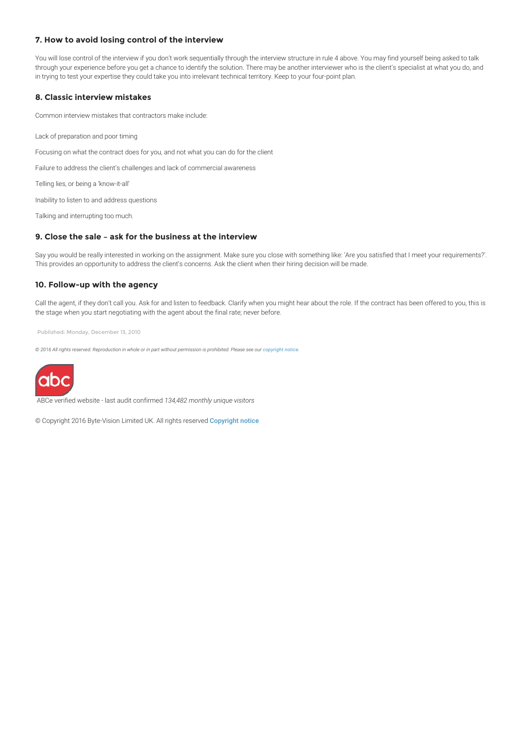### 7. How to avoid losing control of the interview

You will lose control of the interview if you don't work sequentially through the interview structure in rule 4 above. You may find yourself being asked to talk through your experience before you get a chance to identify the solution. There may be another interviewer who is the client's specialist at what you do, and in trying to test your expertise they could take you into irrelevant technical territory. Keep to your four-point plan.

### 8. Classic interview mistakes

Common interview mistakes that contractors make include:

Lack of preparation and poor timing

Focusing on what the contract does for you, and not what you can do for the client

Failure to address the client's challenges and lack of commercial awareness

Telling lies, or being a 'know-it-all'

Inability to listen to and address questions

Talking and interrupting too much.

### 9. Close the sale – ask for the business at the interview

Say you would be really interested in working on the assignment. Make sure you close with something like: 'Are you satisfied that I meet your requirements?'. This provides an opportunity to address the client's concerns. Ask the client when their hiring decision will be made.

### 10. Follow-up with the agency

Call the agent, if they don't call you. Ask for and listen to feedback. Clarify when you might hear about the role. If the contract has been offered to you, this is the stage when you start negotiating with the agent about the final rate; never before.

Published: Monday, December 13, 2010

*© 2016 All rights reserved. Reproduction in whole or in part without permission is prohibited. Please see our copyright notice.*

ABCe verified website - last audit confirmed *134,482 monthly unique visitors*

© Copyright 2016 Byte-Vision Limited UK. All rights reserved Copyright notice